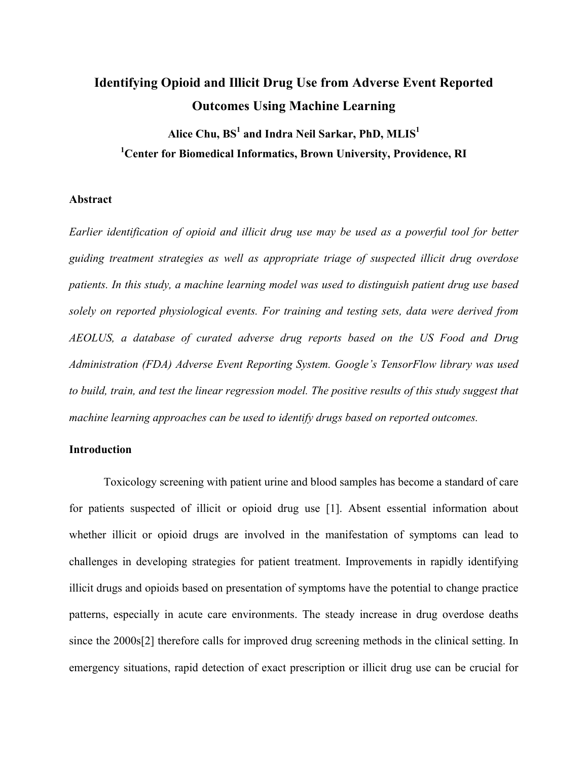# Identifying Opioid and Illicit Drug Use from Adverse Event Reported Outcomes Using Machine Learning

**Alice Chu, BS[1] and Indra Neil Sarkar, PhD, MLIS[1]**

**[1]Center for Biomedical Informatics, Brown University, Providence, RI**

## Abstract

*Earlier identification of opioid and illicit drug use may be used as a powerful tool for better guiding treatment strategies as well as appropriate triage of suspected illicit drug overdose patients. In this study, a machine learning model was used to distinguish patient drug use based solely on reported physiological events. For training and testing sets, data were derived from AEOLUS, a database of curated adverse drug reports based on the US Food and Drug Administration (FDA) Adverse Event Reporting System. Google's TensorFlow library was used to build, train, and test the linear regression model. The positive results of this study suggest that machine learning approaches can be used to identify drugs based on reported outcomes.*

## Introduction

Toxicology screening with patient urine and blood samples has become a standard of care for patients suspected of illicit or opioid drug use [1]. Absent essential information about whether illicit or opioid drugs are involved in the manifestation of symptoms can lead to challenges in developing strategies for patient treatment. Improvements in rapidly identifying illicit drugs and opioids based on presentation of symptoms have the potential to change practice patterns, especially in acute care environments. The steady increase in drug overdose deaths since the 2000s[2] therefore calls for improved drug screening methods in the clinical setting. In emergency situations, rapid detection of exact prescription or illicit drug use can be crucial for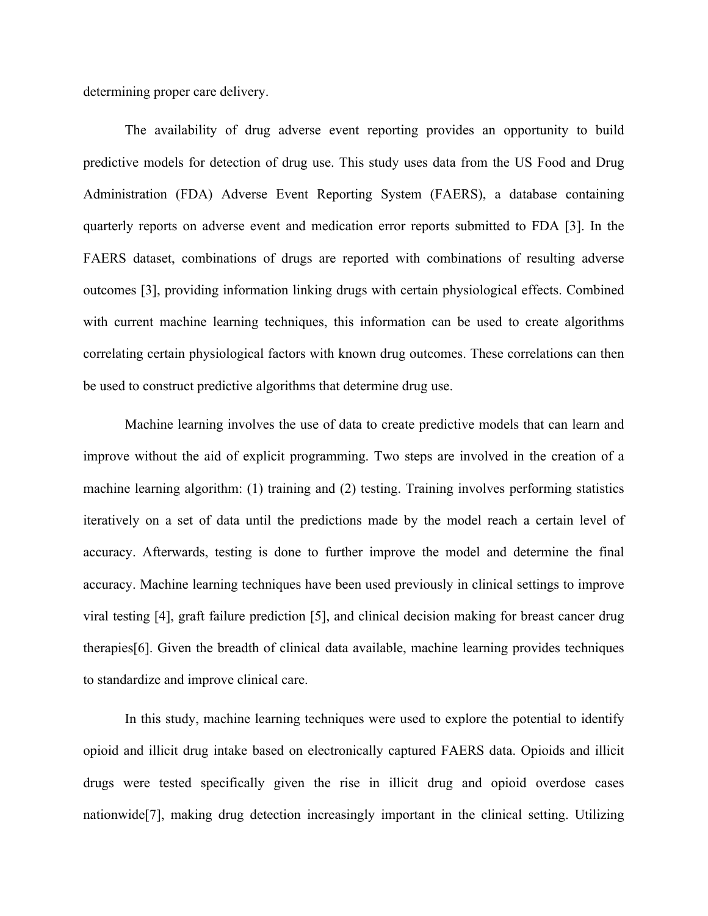determining proper care delivery.

The availability of drug adverse event reporting provides an opportunity to build predictive models for detection of drug use. This study uses data from the US Food and Drug Administration (FDA) Adverse Event Reporting System (FAERS), a database containing quarterly reports on adverse event and medication error reports submitted to FDA [3]. In the FAERS dataset, combinations of drugs are reported with combinations of resulting adverse outcomes [3], providing information linking drugs with certain physiological effects. Combined with current machine learning techniques, this information can be used to create algorithms correlating certain physiological factors with known drug outcomes. These correlations can then be used to construct predictive algorithms that determine drug use.

Machine learning involves the use of data to create predictive models that can learn and improve without the aid of explicit programming. Two steps are involved in the creation of a machine learning algorithm: (1) training and (2) testing. Training involves performing statistics iteratively on a set of data until the predictions made by the model reach a certain level of accuracy. Afterwards, testing is done to further improve the model and determine the final accuracy. Machine learning techniques have been used previously in clinical settings to improve viral testing [4], graft failure prediction [5], and clinical decision making for breast cancer drug therapies[6]. Given the breadth of clinical data available, machine learning provides techniques to standardize and improve clinical care.

In this study, machine learning techniques were used to explore the potential to identify opioid and illicit drug intake based on electronically captured FAERS data. Opioids and illicit drugs were tested specifically given the rise in illicit drug and opioid overdose cases nationwide[7], making drug detection increasingly important in the clinical setting. Utilizing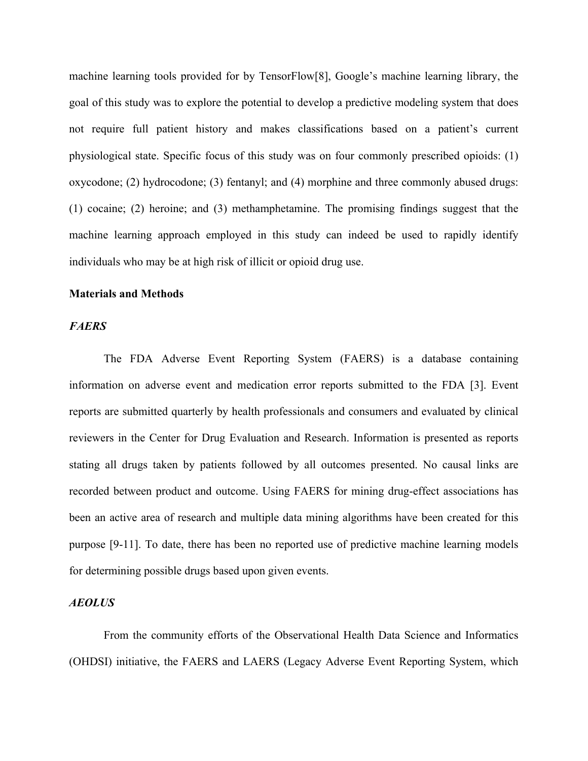machine learning tools provided for by TensorFlow[8], Google's machine learning library, the goal of this study was to explore the potential to develop a predictive modeling system that does not require full patient history and makes classifications based on a patient's current physiological state. Specific focus of this study was on four commonly prescribed opioids: (1) oxycodone; (2) hydrocodone; (3) fentanyl; and (4) morphine and three commonly abused drugs: (1) cocaine; (2) heroine; and (3) methamphetamine. The promising findings suggest that the machine learning approach employed in this study can indeed be used to rapidly identify individuals who may be at high risk of illicit or opioid drug use.

## Materials and Methods

### *FAERS*

The FDA Adverse Event Reporting System (FAERS) is a database containing information on adverse event and medication error reports submitted to the FDA [3]. Event reports are submitted quarterly by health professionals and consumers and evaluated by clinical reviewers in the Center for Drug Evaluation and Research. Information is presented as reports stating all drugs taken by patients followed by all outcomes presented. No causal links are recorded between product and outcome. Using FAERS for mining drug-effect associations has been an active area of research and multiple data mining algorithms have been created for this purpose [9-11]. To date, there has been no reported use of predictive machine learning models for determining possible drugs based upon given events.

### *AEOLUS*

From the community efforts of the Observational Health Data Science and Informatics (OHDSI) initiative, the FAERS and LAERS (Legacy Adverse Event Reporting System, which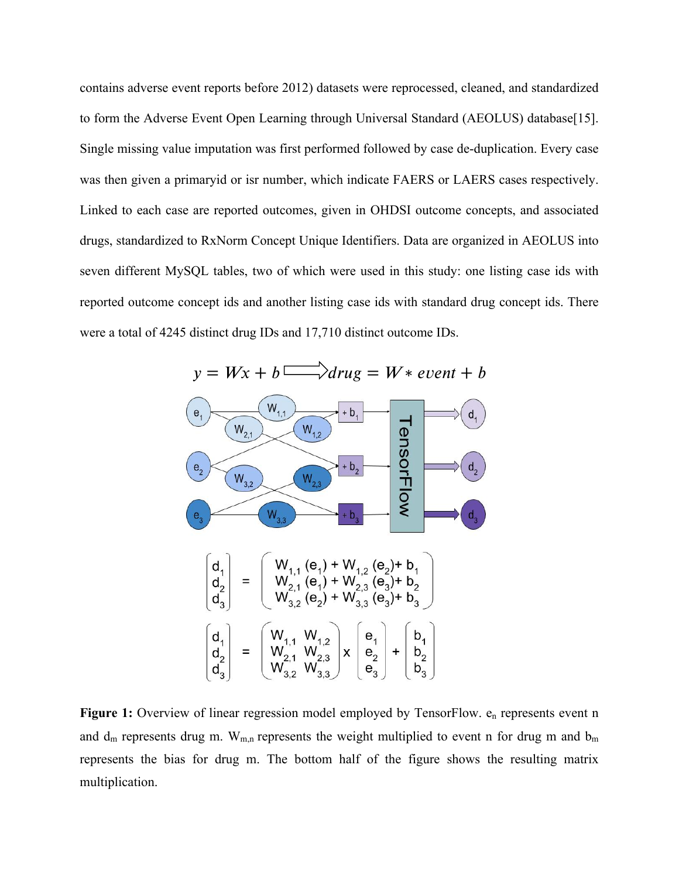contains adverse event reports before 2012) datasets were reprocessed, cleaned, and standardized to form the Adverse Event Open Learning through Universal Standard (AEOLUS) database[15]. Single missing value imputation was first performed followed by case de-duplication. Every case was then given a primaryid or isr number, which indicate FAERS or LAERS cases respectively. Linked to each case are reported outcomes, given in OHDSI outcome concepts, and associated drugs, standardized to RxNorm Concept Unique Identifiers. Data are organized in AEOLUS into seven different MySQL tables, two of which were used in this study: one listing case ids with reported outcome concept ids and another listing case ids with standard drug concept ids. There were a total of 4245 distinct drug IDs and 17,710 distinct outcome IDs.

$$y = Wx + b \Longrightarrow drug = W * event + b$$

$$\begin{bmatrix} d_1 \\ d_2 \\ d_3 \end{bmatrix} = \begin{pmatrix} W_{1,1}(e_1) + W_{1,2}(e_2) + b_1 \\ W_{2,1}(e_1) + W_{2,3}(e_3) + b_2 \\ W_{3,2}(e_2) + W_{3,3}(e_3) + b_3 \end{pmatrix}$$

$$\begin{bmatrix} d_1 \\ d_2 \\ d_3 \end{bmatrix} = \begin{pmatrix} W_{1,1} & W_{1,2} \\ W_{2,1} & W_{2,3} \\ W_{3,2} & W_{3,3} \end{pmatrix} \times \begin{pmatrix} e_1 \\ e_2 \\ e_3 \end{pmatrix} + \begin{pmatrix} b_1 \\ b_2 \\ b_3 \end{pmatrix}$$

**Figure 1:** Overview of linear regression model employed by TensorFlow. $e_n$ represents event n and $d_m$ represents drug m. $W_{m,n}$ represents the weight multiplied to event n for drug m and $b_m$ represents the bias for drug m. The bottom half of the figure shows the resulting matrix multiplication.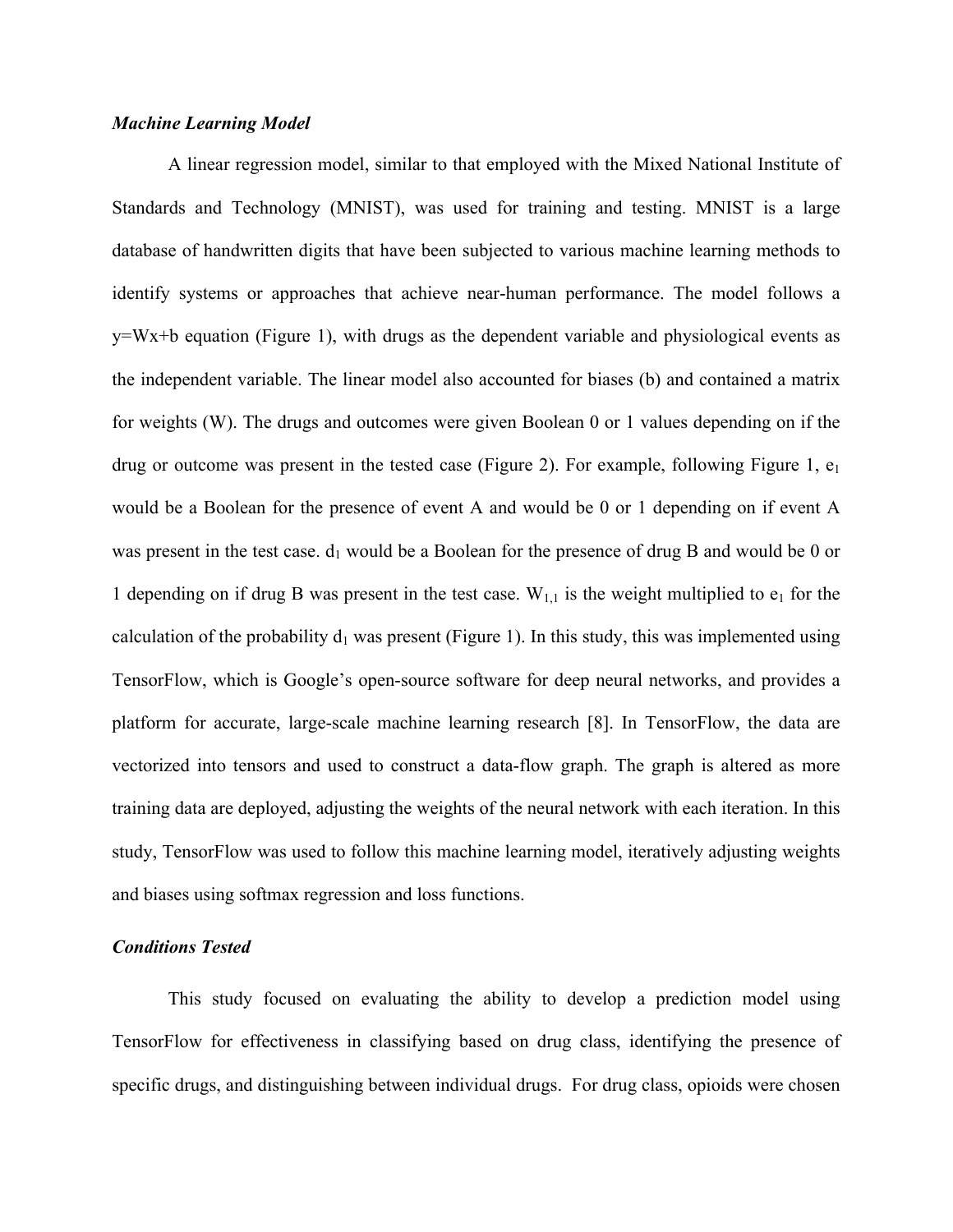***Machine Learning Model***

A linear regression model, similar to that employed with the Mixed National Institute of Standards and Technology (MNIST), was used for training and testing. MNIST is a large database of handwritten digits that have been subjected to various machine learning methods to identify systems or approaches that achieve near-human performance. The model follows a $y=Wx+b$ equation (Figure 1), with drugs as the dependent variable and physiological events as the independent variable. The linear model also accounted for biases (b) and contained a matrix for weights (W). The drugs and outcomes were given Boolean 0 or 1 values depending on if the drug or outcome was present in the tested case (Figure 2). For example, following Figure 1, $e_1$ would be a Boolean for the presence of event A and would be 0 or 1 depending on if event A was present in the test case. $d_1$ would be a Boolean for the presence of drug B and would be 0 or 1 depending on if drug B was present in the test case. $W_{1,1}$ is the weight multiplied to $e_1$ for the calculation of the probability $d_1$ was present (Figure 1). In this study, this was implemented using TensorFlow, which is Google's open-source software for deep neural networks, and provides a platform for accurate, large-scale machine learning research [8]. In TensorFlow, the data are vectorized into tensors and used to construct a data-flow graph. The graph is altered as more training data are deployed, adjusting the weights of the neural network with each iteration. In this study, TensorFlow was used to follow this machine learning model, iteratively adjusting weights and biases using softmax regression and loss functions.

***Conditions Tested***

This study focused on evaluating the ability to develop a prediction model using TensorFlow for effectiveness in classifying based on drug class, identifying the presence of specific drugs, and distinguishing between individual drugs. For drug class, opioids were chosen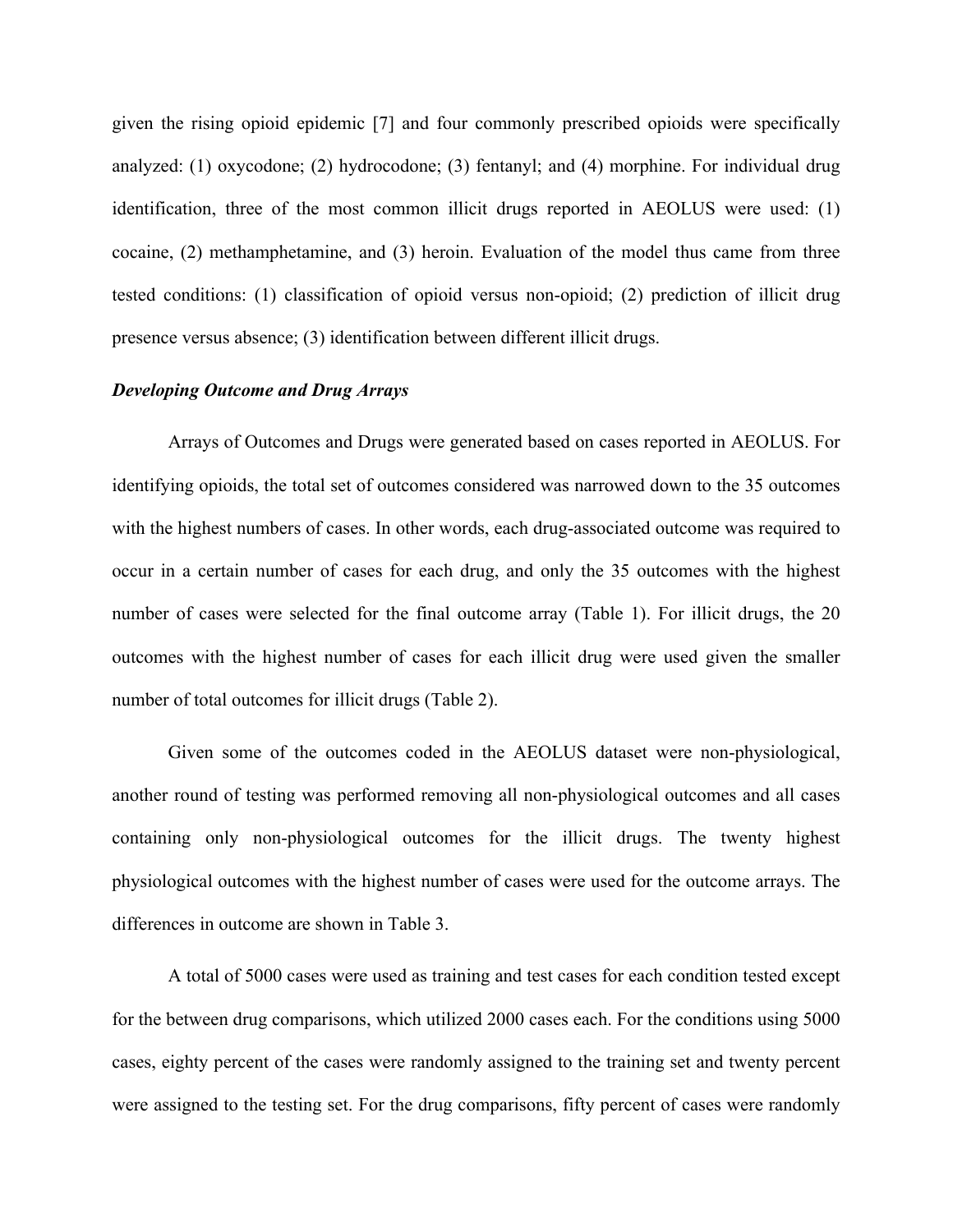given the rising opioid epidemic [7] and four commonly prescribed opioids were specifically analyzed: (1) oxycodone; (2) hydrocodone; (3) fentanyl; and (4) morphine. For individual drug identification, three of the most common illicit drugs reported in AEOLUS were used: (1) cocaine, (2) methamphetamine, and (3) heroin. Evaluation of the model thus came from three tested conditions: (1) classification of opioid versus non-opioid; (2) prediction of illicit drug presence versus absence; (3) identification between different illicit drugs.

***Developing Outcome and Drug Arrays***

Arrays of Outcomes and Drugs were generated based on cases reported in AEOLUS. For identifying opioids, the total set of outcomes considered was narrowed down to the 35 outcomes with the highest numbers of cases. In other words, each drug-associated outcome was required to occur in a certain number of cases for each drug, and only the 35 outcomes with the highest number of cases were selected for the final outcome array (Table 1). For illicit drugs, the 20 outcomes with the highest number of cases for each illicit drug were used given the smaller number of total outcomes for illicit drugs (Table 2).

Given some of the outcomes coded in the AEOLUS dataset were non-physiological, another round of testing was performed removing all non-physiological outcomes and all cases containing only non-physiological outcomes for the illicit drugs. The twenty highest physiological outcomes with the highest number of cases were used for the outcome arrays. The differences in outcome are shown in Table 3.

A total of 5000 cases were used as training and test cases for each condition tested except for the between drug comparisons, which utilized 2000 cases each. For the conditions using 5000 cases, eighty percent of the cases were randomly assigned to the training set and twenty percent were assigned to the testing set. For the drug comparisons, fifty percent of cases were randomly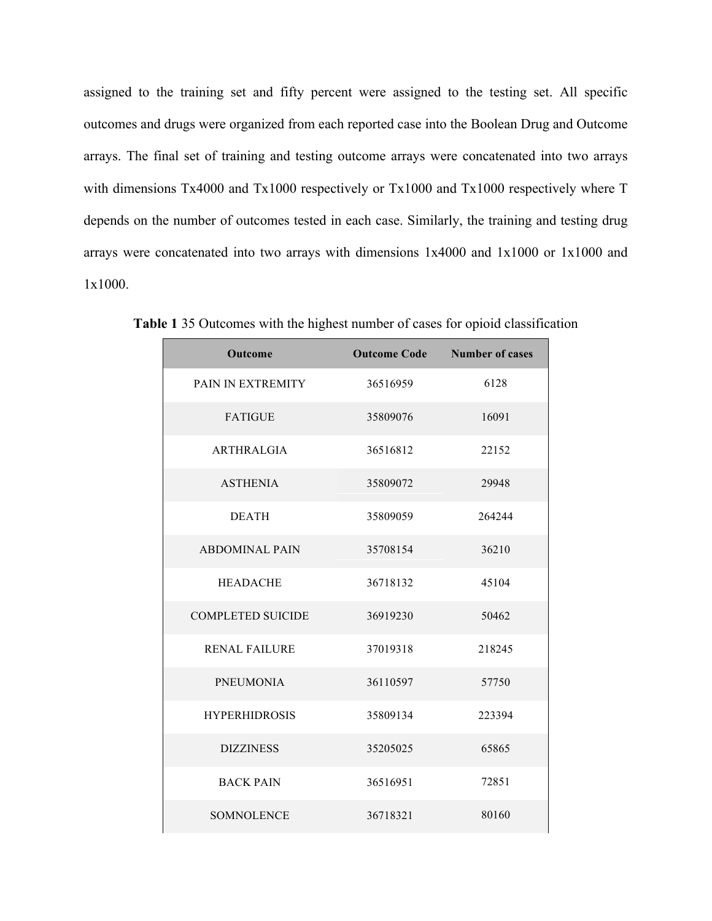assigned to the training set and fifty percent were assigned to the testing set. All specific outcomes and drugs were organized from each reported case into the Boolean Drug and Outcome arrays. The final set of training and testing outcome arrays were concatenated into two arrays with dimensions Tx4000 and Tx1000 respectively or Tx1000 and Tx1000 respectively where T depends on the number of outcomes tested in each case. Similarly, the training and testing drug arrays were concatenated into two arrays with dimensions 1x4000 and 1x1000 or 1x1000 and 1x1000.

**Table 1** 35 Outcomes with the highest number of cases for opioid classification

| Outcome | Outcome Code | Number of cases |
|---|---|---|
| PAIN IN EXTREMITY | 36516959 | 6128 |
| FATIGUE | 35809076 | 16091 |
| ARTHRALGIA | 36516812 | 22152 |
| ASTHENIA | 35809072 | 29948 |
| DEATH | 35809059 | 264244 |
| ABDOMINAL PAIN | 35708154 | 36210 |
| HEADACHE | 36718132 | 45104 |
| COMPLETED SUICIDE | 36919230 | 50462 |
| RENAL FAILURE | 37019318 | 218245 |
| PNEUMONIA | 36110597 | 57750 |
| HYPERHIDROSIS | 35809134 | 223394 |
| DIZZINESS | 35205025 | 65865 |
| BACK PAIN | 36516951 | 72851 |
| SOMNOLENCE | 36718321 | 80160 |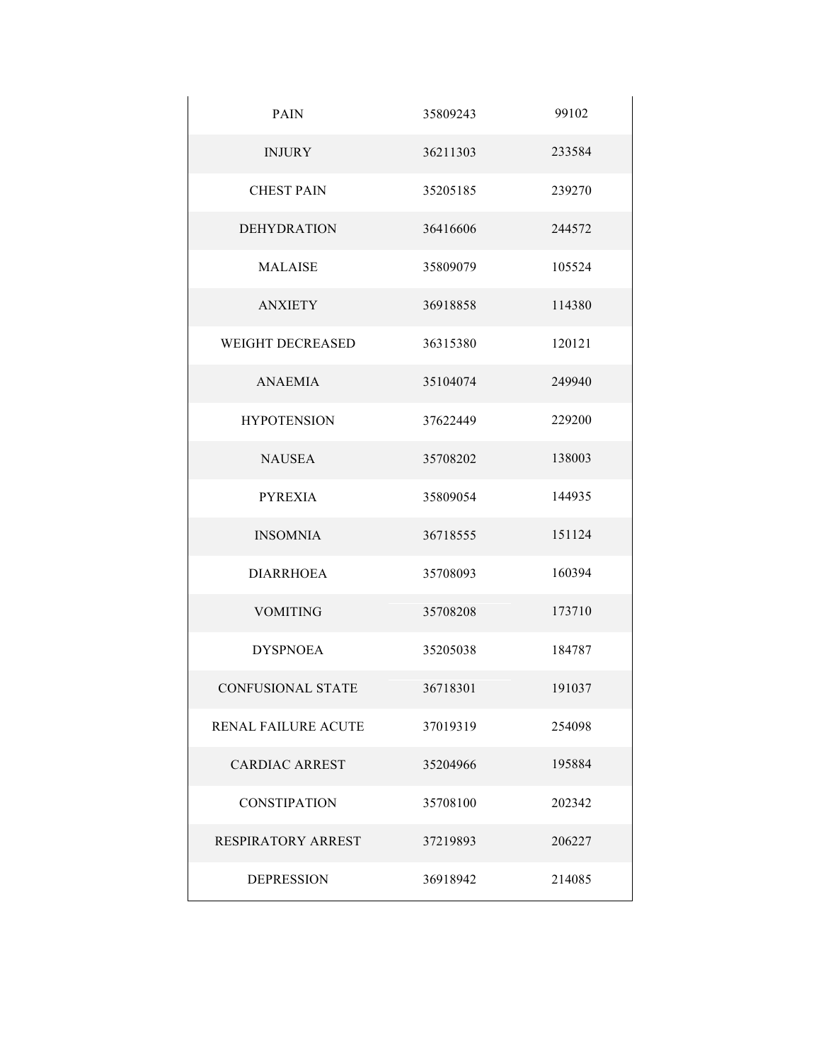| | | |
|---|---|---|
| PAIN | 35809243 | 99102 |
| INJURY | 36211303 | 233584 |
| CHEST PAIN | 35205185 | 239270 |
| DEHYDRATION | 36416606 | 244572 |
| MALAISE | 35809079 | 105524 |
| ANXIETY | 36918858 | 114380 |
| WEIGHT DECREASED | 36315380 | 120121 |
| ANAEMIA | 35104074 | 249940 |
| HYPOTENSION | 37622449 | 229200 |
| NAUSEA | 35708202 | 138003 |
| PYREXIA | 35809054 | 144935 |
| INSOMNIA | 36718555 | 151124 |
| DIARRHOEA | 35708093 | 160394 |
| VOMITING | 35708208 | 173710 |
| DYSPNOEA | 35205038 | 184787 |
| CONFUSIONAL STATE | 36718301 | 191037 |
| RENAL FAILURE ACUTE | 37019319 | 254098 |
| CARDIAC ARREST | 35204966 | 195884 |
| CONSTIPATION | 35708100 | 202342 |
| RESPIRATORY ARREST | 37219893 | 206227 |
| DEPRESSION | 36918942 | 214085 |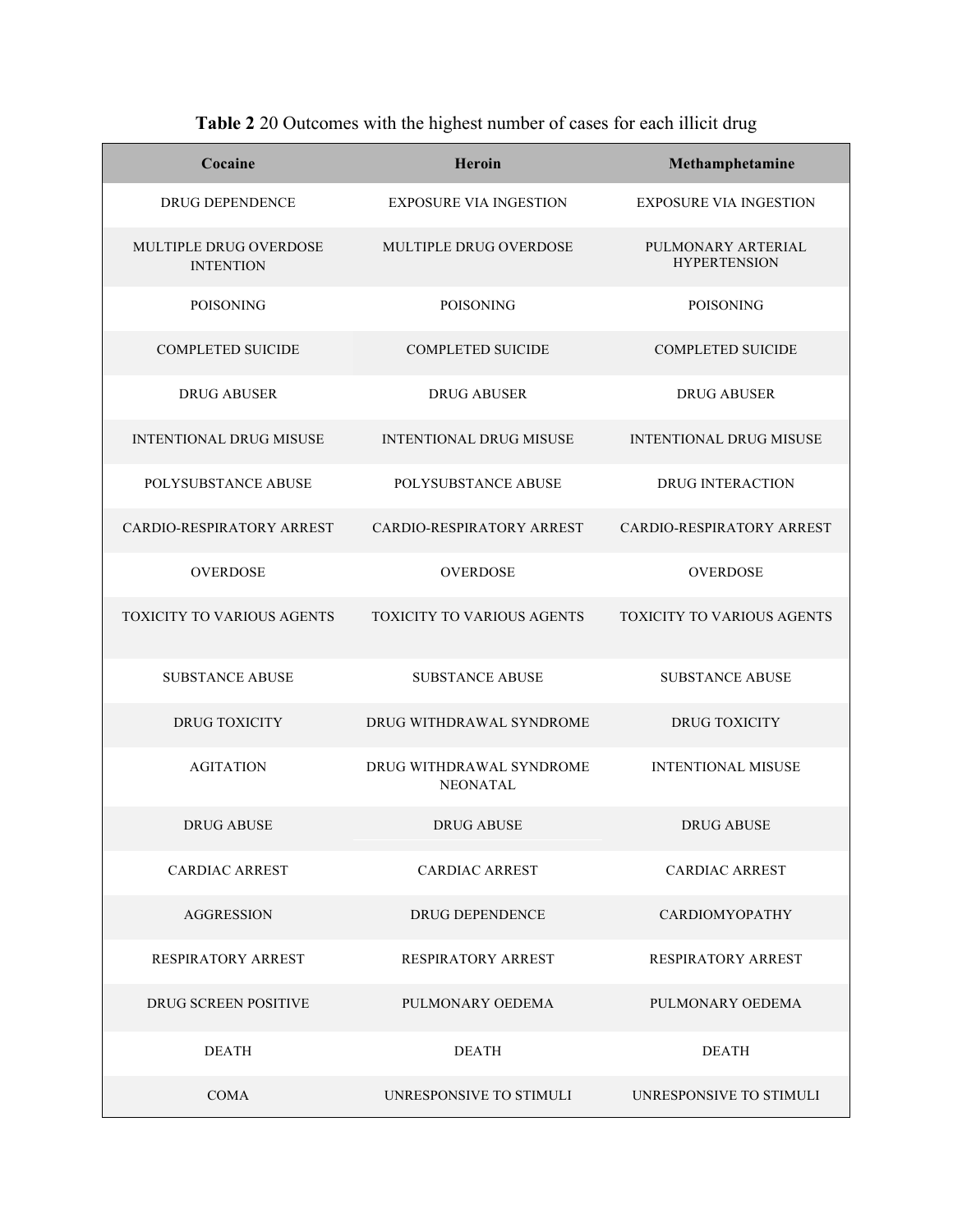**Table 2** 20 Outcomes with the highest number of cases for each illicit drug

| Cocaine | Heroin | Methamphetamine |
|---|---|---|
| DRUG DEPENDENCE | EXPOSURE VIA INGESTION | EXPOSURE VIA INGESTION |
| MULTIPLE DRUG OVERDOSE INTENTION | MULTIPLE DRUG OVERDOSE | PULMONARY ARTERIAL HYPERTENSION |
| POISONING | POISONING | POISONING |
| COMPLETED SUICIDE | COMPLETED SUICIDE | COMPLETED SUICIDE |
| DRUG ABUSER | DRUG ABUSER | DRUG ABUSER |
| INTENTIONAL DRUG MISUSE | INTENTIONAL DRUG MISUSE | INTENTIONAL DRUG MISUSE |
| POLYSUBSTANCE ABUSE | POLYSUBSTANCE ABUSE | DRUG INTERACTION |
| CARDIO-RESPIRATORY ARREST | CARDIO-RESPIRATORY ARREST | CARDIO-RESPIRATORY ARREST |
| OVERDOSE | OVERDOSE | OVERDOSE |
| TOXICITY TO VARIOUS AGENTS | TOXICITY TO VARIOUS AGENTS | TOXICITY TO VARIOUS AGENTS |
| SUBSTANCE ABUSE | SUBSTANCE ABUSE | SUBSTANCE ABUSE |
| DRUG TOXICITY | DRUG WITHDRAWAL SYNDROME | DRUG TOXICITY |
| AGITATION | DRUG WITHDRAWAL SYNDROME NEONATAL | INTENTIONAL MISUSE |
| DRUG ABUSE | DRUG ABUSE | DRUG ABUSE |
| CARDIAC ARREST | CARDIAC ARREST | CARDIAC ARREST |
| AGGRESSION | DRUG DEPENDENCE | CARDIOMYOPATHY |
| RESPIRATORY ARREST | RESPIRATORY ARREST | RESPIRATORY ARREST |
| DRUG SCREEN POSITIVE | PULMONARY OEDEMA | PULMONARY OEDEMA |
| DEATH | DEATH | DEATH |
| COMA | UNRESPONSIVE TO STIMULI | UNRESPONSIVE TO STIMULI |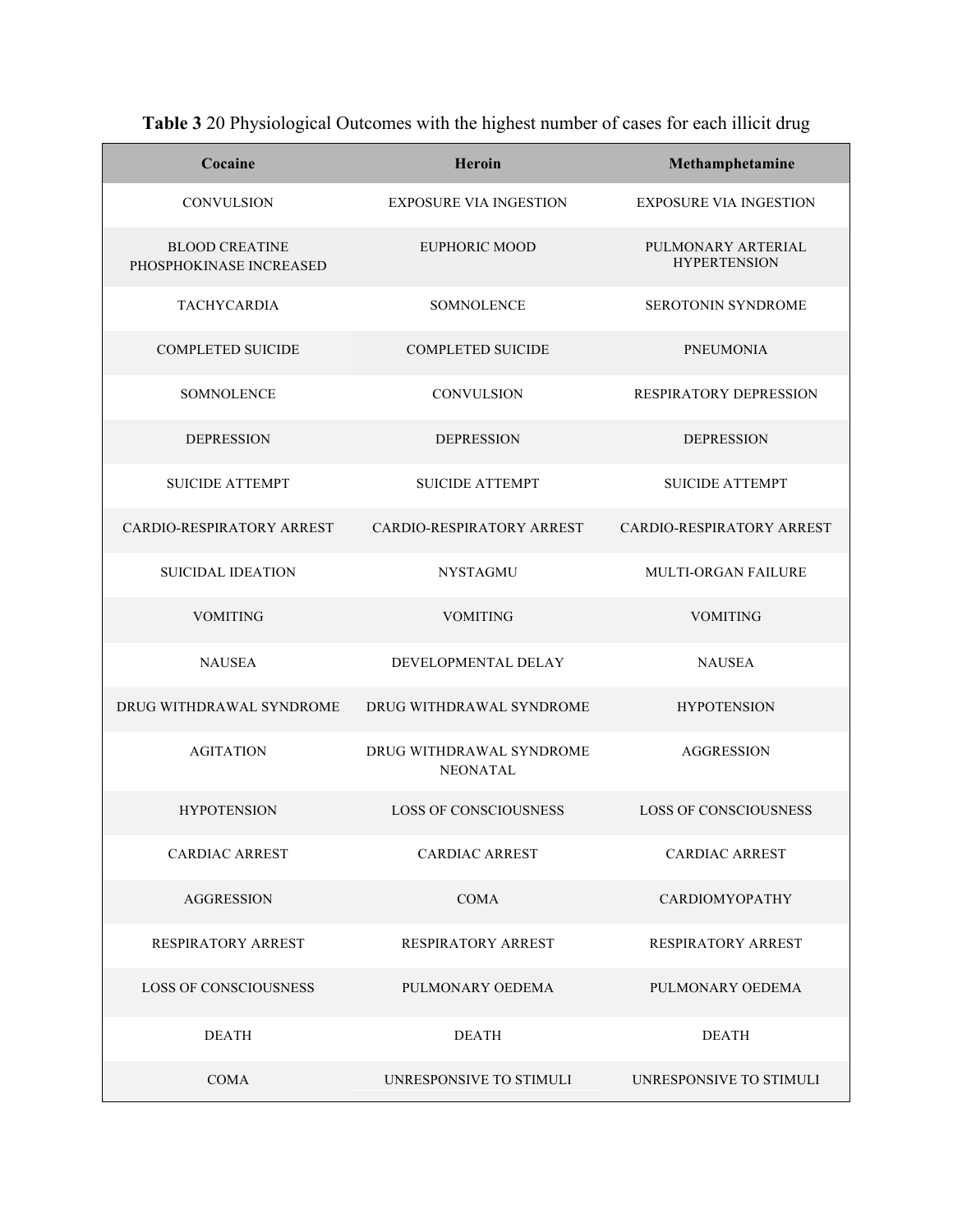**Table 3** 20 Physiological Outcomes with the highest number of cases for each illicit drug

| Cocaine | Heroin | Methamphetamine |
|---|---|---|
| CONVULSION | EXPOSURE VIA INGESTION | EXPOSURE VIA INGESTION |
| BLOOD CREATINE PHOSPHOKINASE INCREASED | EUPHORIC MOOD | PULMONARY ARTERIAL HYPERTENSION |
| TACHYCARDIA | SOMNOLENCE | SEROTONIN SYNDROME |
| COMPLETED SUICIDE | COMPLETED SUICIDE | PNEUMONIA |
| SOMNOLENCE | CONVULSION | RESPIRATORY DEPRESSION |
| DEPRESSION | DEPRESSION | DEPRESSION |
| SUICIDE ATTEMPT | SUICIDE ATTEMPT | SUICIDE ATTEMPT |
| CARDIO-RESPIRATORY ARREST | CARDIO-RESPIRATORY ARREST | CARDIO-RESPIRATORY ARREST |
| SUICIDAL IDEATION | NYSTAGMU | MULTI-ORGAN FAILURE |
| VOMITING | VOMITING | VOMITING |
| NAUSEA | DEVELOPMENTAL DELAY | NAUSEA |
| DRUG WITHDRAWAL SYNDROME | DRUG WITHDRAWAL SYNDROME | HYPOTENSION |
| AGITATION | DRUG WITHDRAWAL SYNDROME NEONATAL | AGGRESSION |
| HYPOTENSION | LOSS OF CONSCIOUSNESS | LOSS OF CONSCIOUSNESS |
| CARDIAC ARREST | CARDIAC ARREST | CARDIAC ARREST |
| AGGRESSION | COMA | CARDIOMYOPATHY |
| RESPIRATORY ARREST | RESPIRATORY ARREST | RESPIRATORY ARREST |
| LOSS OF CONSCIOUSNESS | PULMONARY OEDEMA | PULMONARY OEDEMA |
| DEATH | DEATH | DEATH |
| COMA | UNRESPONSIVE TO STIMULI | UNRESPONSIVE TO STIMULI |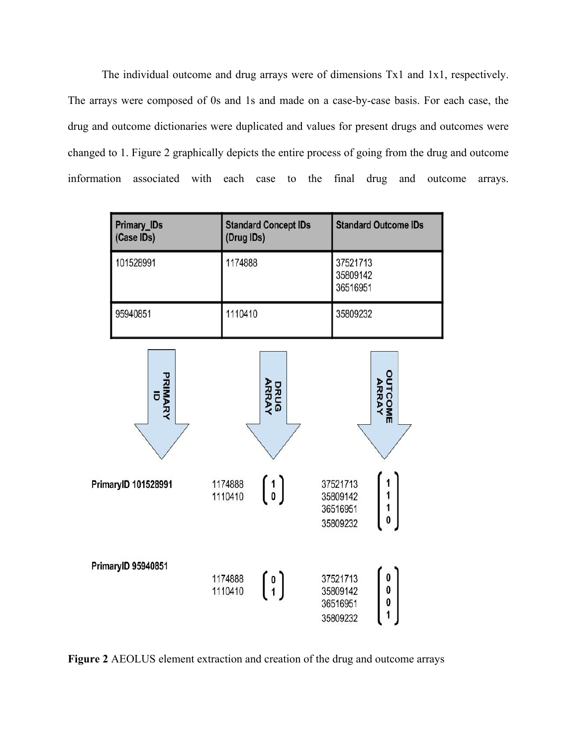The individual outcome and drug arrays were of dimensions Tx1 and 1x1, respectively. The arrays were composed of 0s and 1s and made on a case-by-case basis. For each case, the drug and outcome dictionaries were duplicated and values for present drugs and outcomes were changed to 1. Figure 2 graphically depicts the entire process of going from the drug and outcome information associated with each case to the final drug and outcome arrays.

| Primary_IDs (Case IDs) | Standard Concept IDs (Drug IDs) | Standard Outcome IDs |
|---|---|---|
| 101528991 | 1174888 | 37521713<br>35809142<br>36516951 |
| 95940851 | 1110410 | 35809232 |

PRIMARY ID → DRUG ARRAY → OUTCOME ARRAY

**PrimaryID 101528991**

Drug array:

$$\begin{matrix} 1174888 \\ 1110410 \end{matrix} \begin{pmatrix} 1 \\ 0 \end{pmatrix}$$

Outcome array:

$$\begin{matrix} 37521713 \\ 35809142 \\ 36516951 \\ 35809232 \end{matrix} \begin{pmatrix} 1 \\ 1 \\ 1 \\ 0 \end{pmatrix}$$

**PrimaryID 95940851**

Drug array:

$$\begin{matrix} 1174888 \\ 1110410 \end{matrix} \begin{pmatrix} 0 \\ 1 \end{pmatrix}$$

Outcome array:

$$\begin{matrix} 37521713 \\ 35809142 \\ 36516951 \\ 35809232 \end{matrix} \begin{pmatrix} 0 \\ 0 \\ 0 \\ 1 \end{pmatrix}$$

**Figure 2** AEOLUS element extraction and creation of the drug and outcome arrays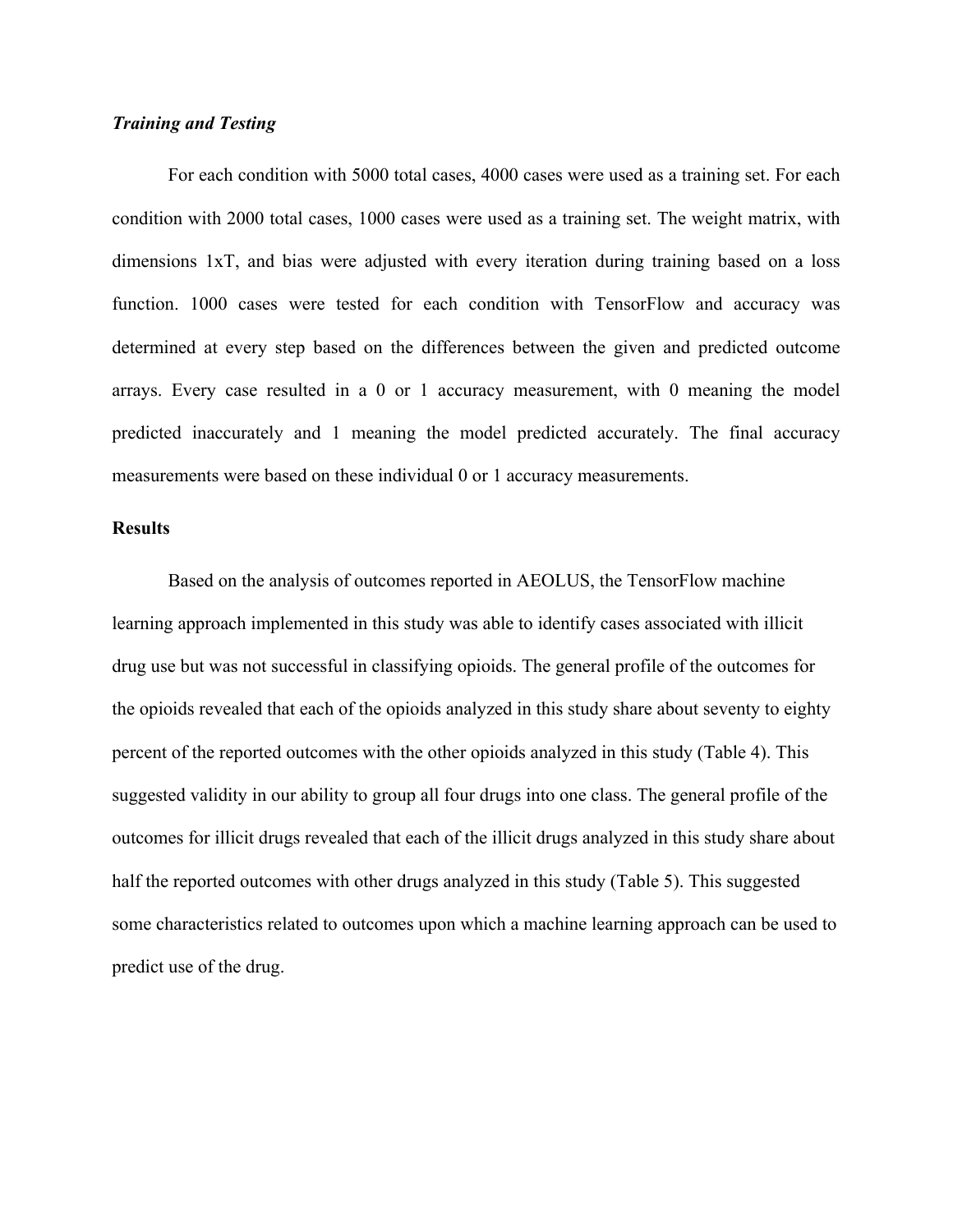### *Training and Testing*

For each condition with 5000 total cases, 4000 cases were used as a training set. For each condition with 2000 total cases, 1000 cases were used as a training set. The weight matrix, with dimensions 1xT, and bias were adjusted with every iteration during training based on a loss function. 1000 cases were tested for each condition with TensorFlow and accuracy was determined at every step based on the differences between the given and predicted outcome arrays. Every case resulted in a 0 or 1 accuracy measurement, with 0 meaning the model predicted inaccurately and 1 meaning the model predicted accurately. The final accuracy measurements were based on these individual 0 or 1 accuracy measurements.

## Results

Based on the analysis of outcomes reported in AEOLUS, the TensorFlow machine learning approach implemented in this study was able to identify cases associated with illicit drug use but was not successful in classifying opioids. The general profile of the outcomes for the opioids revealed that each of the opioids analyzed in this study share about seventy to eighty percent of the reported outcomes with the other opioids analyzed in this study (Table 4). This suggested validity in our ability to group all four drugs into one class. The general profile of the outcomes for illicit drugs revealed that each of the illicit drugs analyzed in this study share about half the reported outcomes with other drugs analyzed in this study (Table 5). This suggested some characteristics related to outcomes upon which a machine learning approach can be used to predict use of the drug.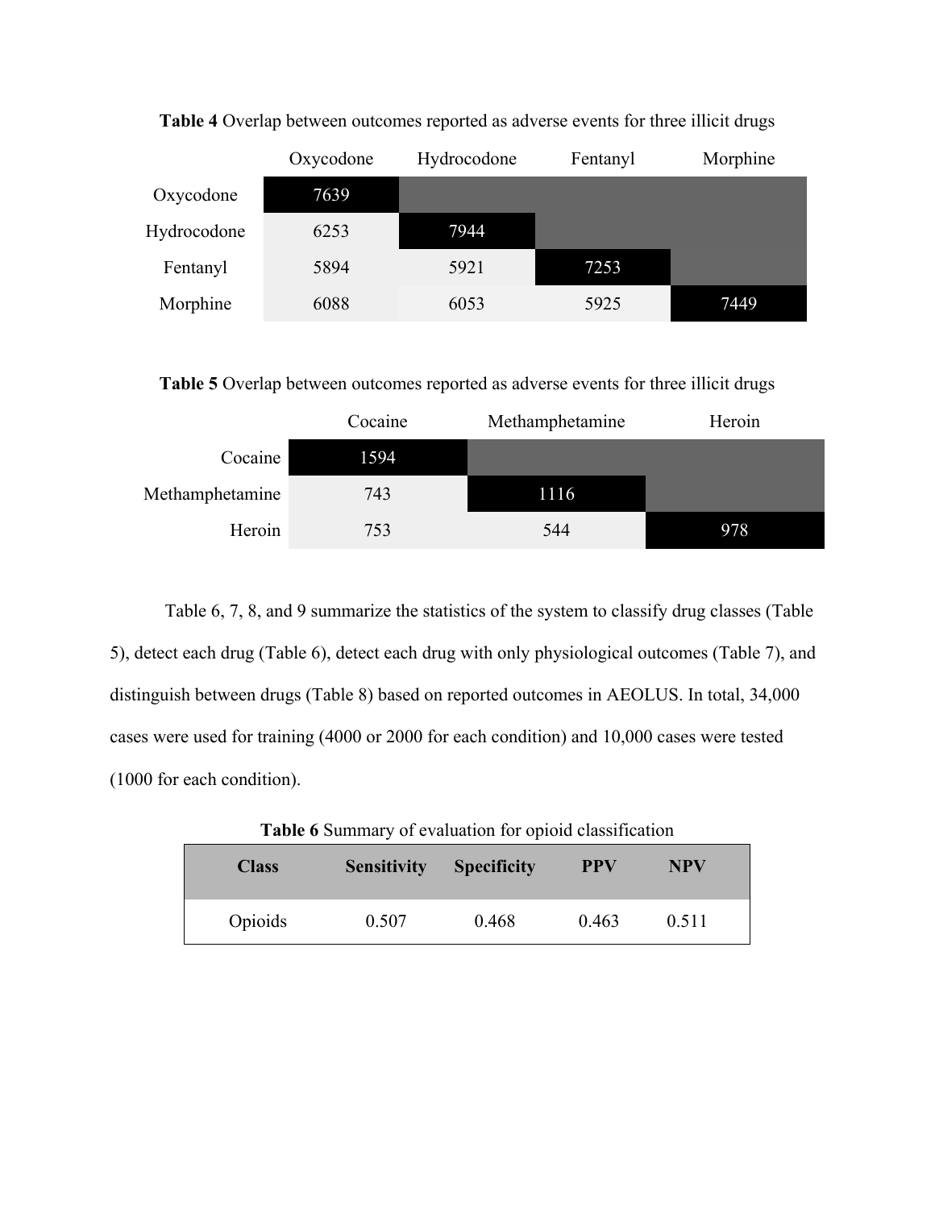**Table 4** Overlap between outcomes reported as adverse events for three illicit drugs

| | Oxycodone | Hydrocodone | Fentanyl | Morphine |
|---|---|---|---|---|
| Oxycodone | 7639 | | | |
| Hydrocodone | 6253 | 7944 | | |
| Fentanyl | 5894 | 5921 | 7253 | |
| Morphine | 6088 | 6053 | 5925 | 7449 |

**Table 5** Overlap between outcomes reported as adverse events for three illicit drugs

| | Cocaine | Methamphetamine | Heroin |
|---|---|---|---|
| Cocaine | 1594 | | |
| Methamphetamine | 743 | 1116 | |
| Heroin | 753 | 544 | 978 |

Table 6, 7, 8, and 9 summarize the statistics of the system to classify drug classes (Table 5), detect each drug (Table 6), detect each drug with only physiological outcomes (Table 7), and distinguish between drugs (Table 8) based on reported outcomes in AEOLUS. In total, 34,000 cases were used for training (4000 or 2000 for each condition) and 10,000 cases were tested (1000 for each condition).

**Table 6** Summary of evaluation for opioid classification

| Class | Sensitivity | Specificity | PPV | NPV |
|---|---|---|---|---|
| Opioids | 0.507 | 0.468 | 0.463 | 0.511 |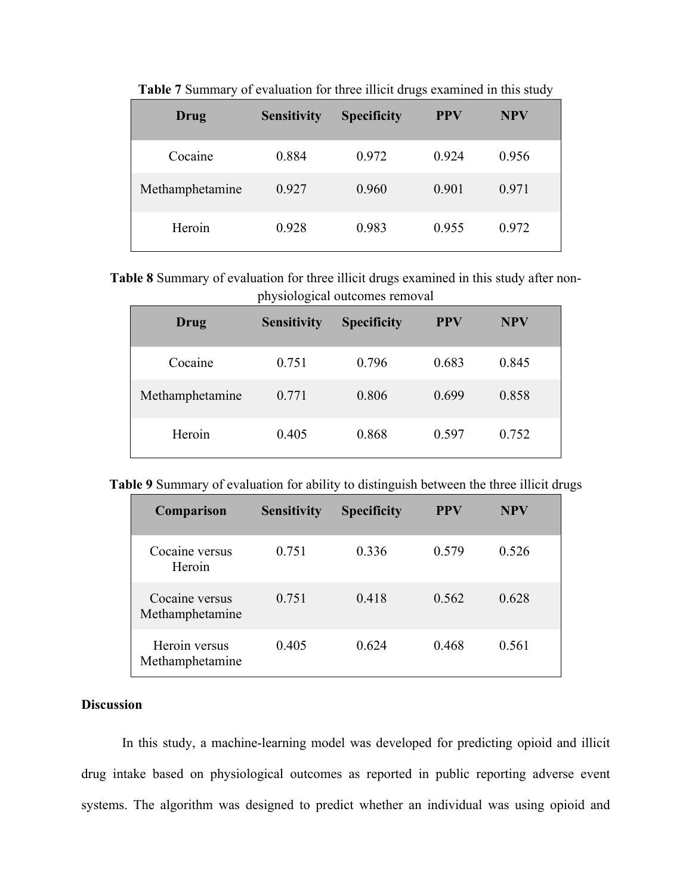**Table 7** Summary of evaluation for three illicit drugs examined in this study

| Drug | Sensitivity | Specificity | PPV | NPV |
|---|---|---|---|---|
| Cocaine | 0.884 | 0.972 | 0.924 | 0.956 |
| Methamphetamine | 0.927 | 0.960 | 0.901 | 0.971 |
| Heroin | 0.928 | 0.983 | 0.955 | 0.972 |

**Table 8** Summary of evaluation for three illicit drugs examined in this study after non-physiological outcomes removal

| Drug | Sensitivity | Specificity | PPV | NPV |
|---|---|---|---|---|
| Cocaine | 0.751 | 0.796 | 0.683 | 0.845 |
| Methamphetamine | 0.771 | 0.806 | 0.699 | 0.858 |
| Heroin | 0.405 | 0.868 | 0.597 | 0.752 |

**Table 9** Summary of evaluation for ability to distinguish between the three illicit drugs

| Comparison | Sensitivity | Specificity | PPV | NPV |
|---|---|---|---|---|
| Cocaine versus Heroin | 0.751 | 0.336 | 0.579 | 0.526 |
| Cocaine versus Methamphetamine | 0.751 | 0.418 | 0.562 | 0.628 |
| Heroin versus Methamphetamine | 0.405 | 0.624 | 0.468 | 0.561 |

## Discussion

In this study, a machine-learning model was developed for predicting opioid and illicit drug intake based on physiological outcomes as reported in public reporting adverse event systems. The algorithm was designed to predict whether an individual was using opioid and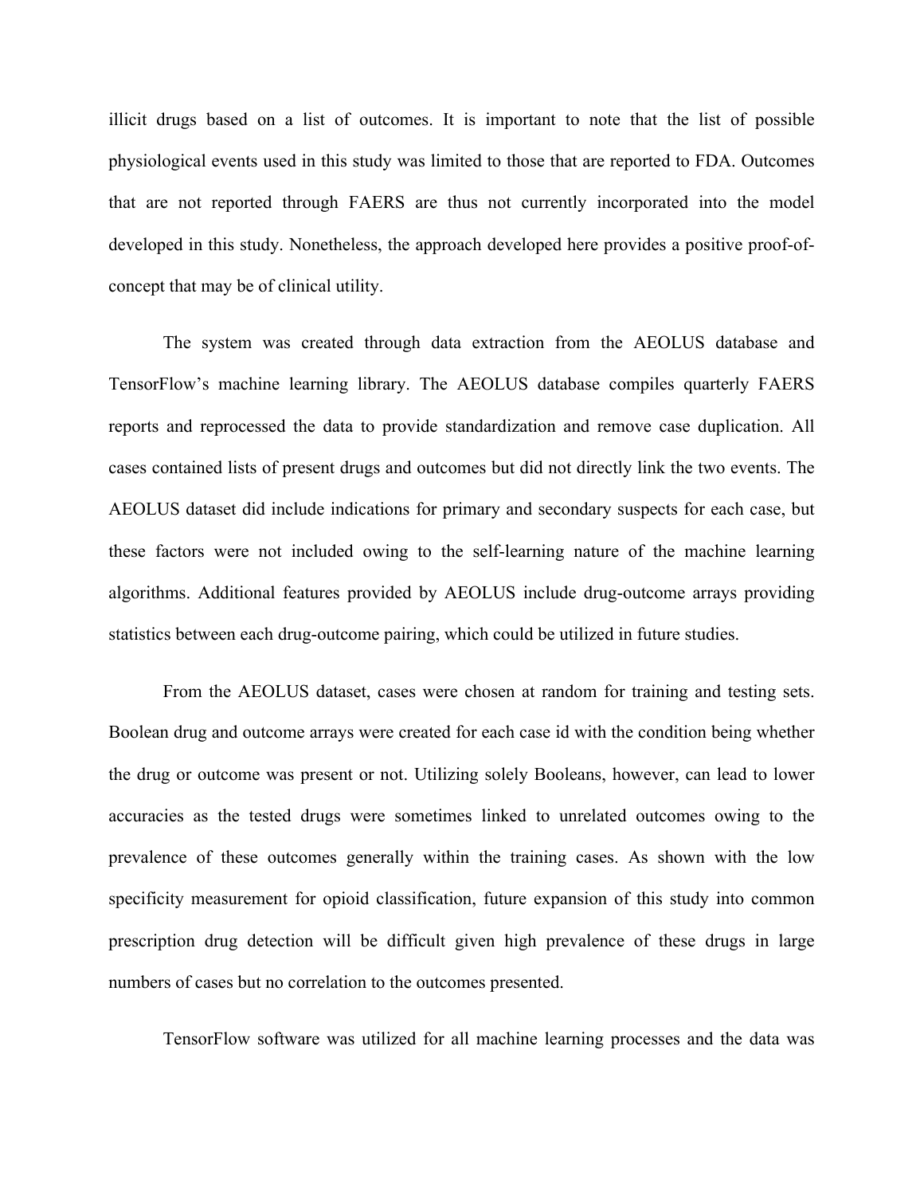illicit drugs based on a list of outcomes. It is important to note that the list of possible physiological events used in this study was limited to those that are reported to FDA. Outcomes that are not reported through FAERS are thus not currently incorporated into the model developed in this study. Nonetheless, the approach developed here provides a positive proof-of-concept that may be of clinical utility.

The system was created through data extraction from the AEOLUS database and TensorFlow's machine learning library. The AEOLUS database compiles quarterly FAERS reports and reprocessed the data to provide standardization and remove case duplication. All cases contained lists of present drugs and outcomes but did not directly link the two events. The AEOLUS dataset did include indications for primary and secondary suspects for each case, but these factors were not included owing to the self-learning nature of the machine learning algorithms. Additional features provided by AEOLUS include drug-outcome arrays providing statistics between each drug-outcome pairing, which could be utilized in future studies.

From the AEOLUS dataset, cases were chosen at random for training and testing sets. Boolean drug and outcome arrays were created for each case id with the condition being whether the drug or outcome was present or not. Utilizing solely Booleans, however, can lead to lower accuracies as the tested drugs were sometimes linked to unrelated outcomes owing to the prevalence of these outcomes generally within the training cases. As shown with the low specificity measurement for opioid classification, future expansion of this study into common prescription drug detection will be difficult given high prevalence of these drugs in large numbers of cases but no correlation to the outcomes presented.

TensorFlow software was utilized for all machine learning processes and the data was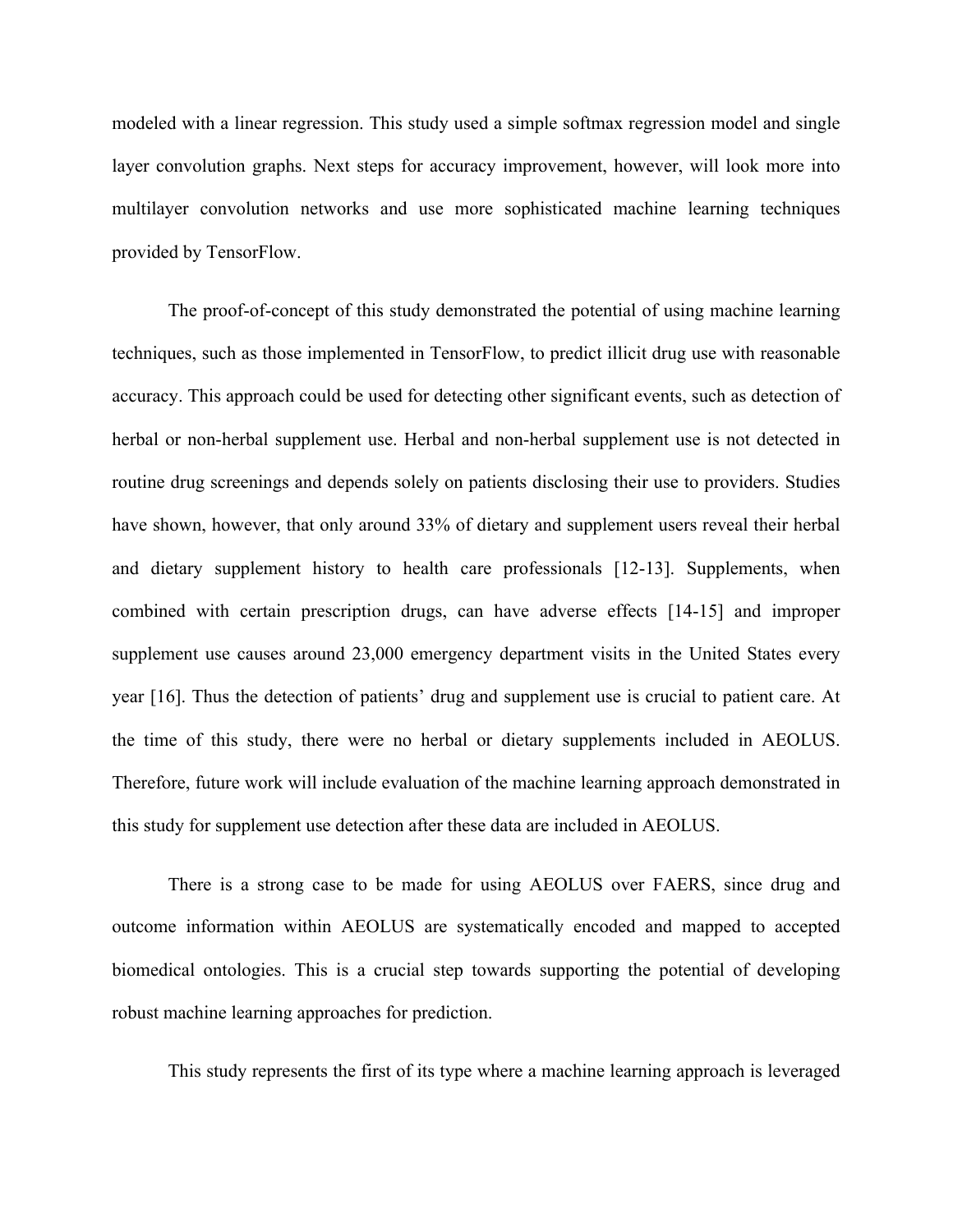modeled with a linear regression. This study used a simple softmax regression model and single layer convolution graphs. Next steps for accuracy improvement, however, will look more into multilayer convolution networks and use more sophisticated machine learning techniques provided by TensorFlow.

The proof-of-concept of this study demonstrated the potential of using machine learning techniques, such as those implemented in TensorFlow, to predict illicit drug use with reasonable accuracy. This approach could be used for detecting other significant events, such as detection of herbal or non-herbal supplement use. Herbal and non-herbal supplement use is not detected in routine drug screenings and depends solely on patients disclosing their use to providers. Studies have shown, however, that only around 33% of dietary and supplement users reveal their herbal and dietary supplement history to health care professionals [12-13]. Supplements, when combined with certain prescription drugs, can have adverse effects [14-15] and improper supplement use causes around 23,000 emergency department visits in the United States every year [16]. Thus the detection of patients' drug and supplement use is crucial to patient care. At the time of this study, there were no herbal or dietary supplements included in AEOLUS. Therefore, future work will include evaluation of the machine learning approach demonstrated in this study for supplement use detection after these data are included in AEOLUS.

There is a strong case to be made for using AEOLUS over FAERS, since drug and outcome information within AEOLUS are systematically encoded and mapped to accepted biomedical ontologies. This is a crucial step towards supporting the potential of developing robust machine learning approaches for prediction.

This study represents the first of its type where a machine learning approach is leveraged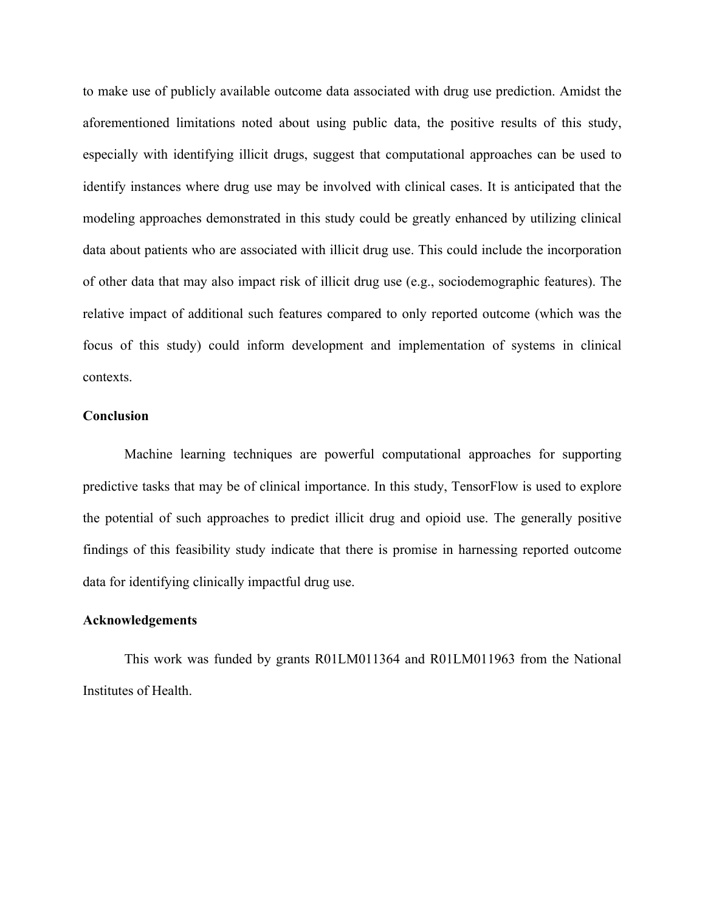to make use of publicly available outcome data associated with drug use prediction. Amidst the aforementioned limitations noted about using public data, the positive results of this study, especially with identifying illicit drugs, suggest that computational approaches can be used to identify instances where drug use may be involved with clinical cases. It is anticipated that the modeling approaches demonstrated in this study could be greatly enhanced by utilizing clinical data about patients who are associated with illicit drug use. This could include the incorporation of other data that may also impact risk of illicit drug use (e.g., sociodemographic features). The relative impact of additional such features compared to only reported outcome (which was the focus of this study) could inform development and implementation of systems in clinical contexts.

## Conclusion

Machine learning techniques are powerful computational approaches for supporting predictive tasks that may be of clinical importance. In this study, TensorFlow is used to explore the potential of such approaches to predict illicit drug and opioid use. The generally positive findings of this feasibility study indicate that there is promise in harnessing reported outcome data for identifying clinically impactful drug use.

## Acknowledgements

This work was funded by grants R01LM011364 and R01LM011963 from the National Institutes of Health.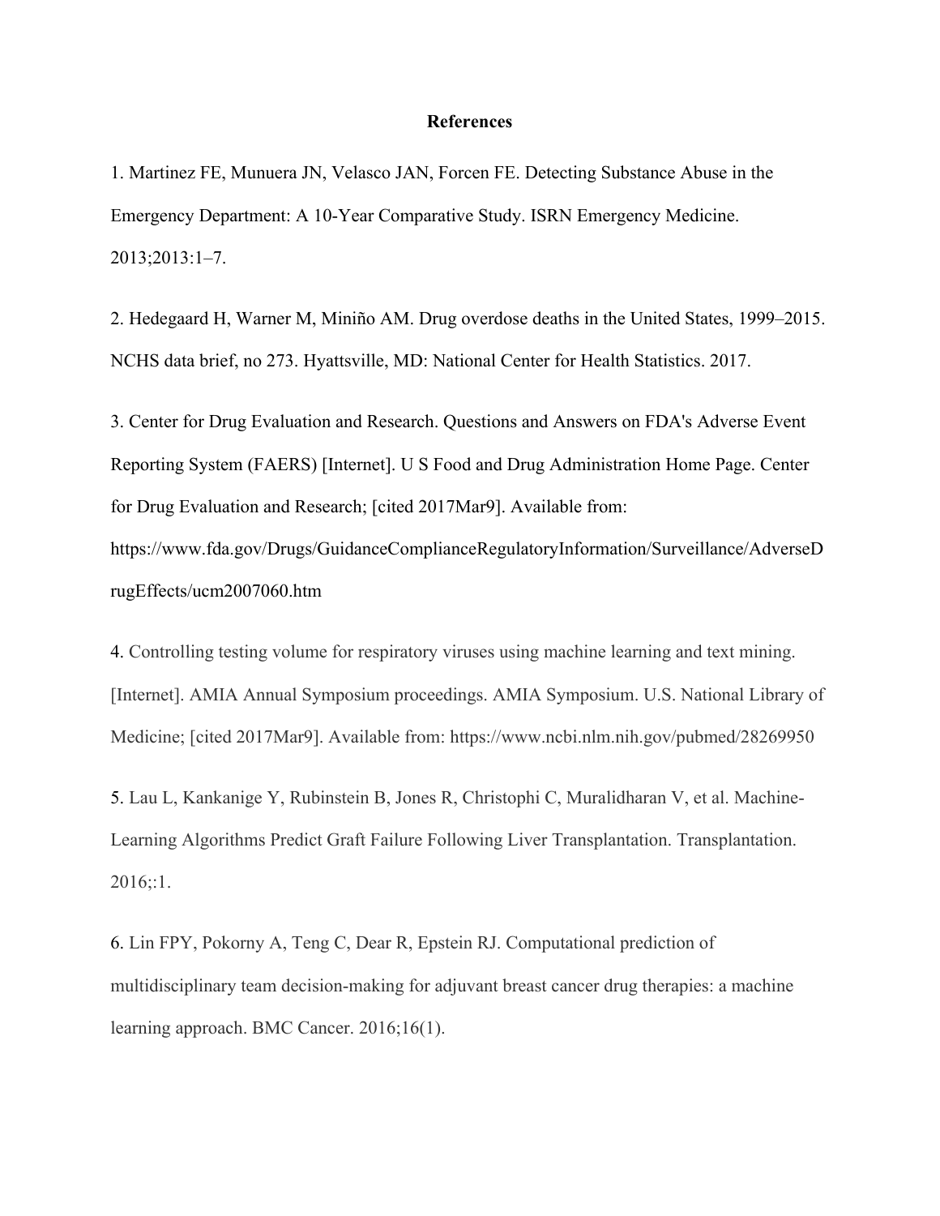## References

1. Martinez FE, Munuera JN, Velasco JAN, Forcen FE. Detecting Substance Abuse in the Emergency Department: A 10-Year Comparative Study. ISRN Emergency Medicine. 2013;2013:1–7.

2. Hedegaard H, Warner M, Miniño AM. Drug overdose deaths in the United States, 1999–2015. NCHS data brief, no 273. Hyattsville, MD: National Center for Health Statistics. 2017.

3. Center for Drug Evaluation and Research. Questions and Answers on FDA's Adverse Event Reporting System (FAERS) [Internet]. U S Food and Drug Administration Home Page. Center for Drug Evaluation and Research; [cited 2017Mar9]. Available from: https://www.fda.gov/Drugs/GuidanceComplianceRegulatoryInformation/Surveillance/AdverseDrugEffects/ucm2007060.htm

4. Controlling testing volume for respiratory viruses using machine learning and text mining. [Internet]. AMIA Annual Symposium proceedings. AMIA Symposium. U.S. National Library of Medicine; [cited 2017Mar9]. Available from: https://www.ncbi.nlm.nih.gov/pubmed/28269950

5. Lau L, Kankanige Y, Rubinstein B, Jones R, Christophi C, Muralidharan V, et al. Machine-Learning Algorithms Predict Graft Failure Following Liver Transplantation. Transplantation. 2016;:1.

6. Lin FPY, Pokorny A, Teng C, Dear R, Epstein RJ. Computational prediction of multidisciplinary team decision-making for adjuvant breast cancer drug therapies: a machine learning approach. BMC Cancer. 2016;16(1).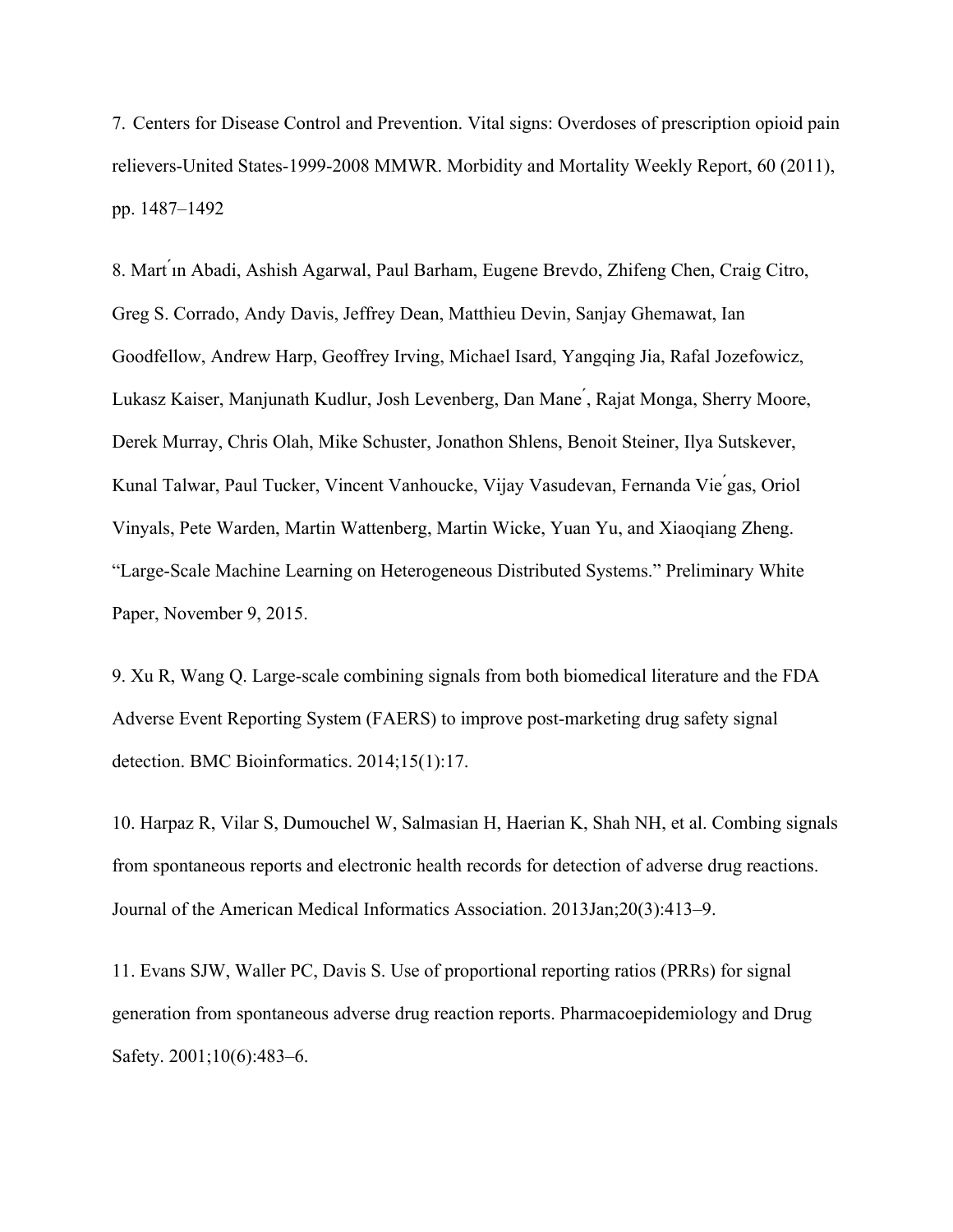7. Centers for Disease Control and Prevention. Vital signs: Overdoses of prescription opioid pain relievers-United States-1999-2008 MMWR. Morbidity and Mortality Weekly Report, 60 (2011), pp. 1487–1492

8. Martín Abadi, Ashish Agarwal, Paul Barham, Eugene Brevdo, Zhifeng Chen, Craig Citro, Greg S. Corrado, Andy Davis, Jeffrey Dean, Matthieu Devin, Sanjay Ghemawat, Ian Goodfellow, Andrew Harp, Geoffrey Irving, Michael Isard, Yangqing Jia, Rafal Jozefowicz, Lukasz Kaiser, Manjunath Kudlur, Josh Levenberg, Dan Mané, Rajat Monga, Sherry Moore, Derek Murray, Chris Olah, Mike Schuster, Jonathon Shlens, Benoit Steiner, Ilya Sutskever, Kunal Talwar, Paul Tucker, Vincent Vanhoucke, Vijay Vasudevan, Fernanda Viégas, Oriol Vinyals, Pete Warden, Martin Wattenberg, Martin Wicke, Yuan Yu, and Xiaoqiang Zheng. "Large-Scale Machine Learning on Heterogeneous Distributed Systems." Preliminary White Paper, November 9, 2015.

9. Xu R, Wang Q. Large-scale combining signals from both biomedical literature and the FDA Adverse Event Reporting System (FAERS) to improve post-marketing drug safety signal detection. BMC Bioinformatics. 2014;15(1):17.

10. Harpaz R, Vilar S, Dumouchel W, Salmasian H, Haerian K, Shah NH, et al. Combing signals from spontaneous reports and electronic health records for detection of adverse drug reactions. Journal of the American Medical Informatics Association. 2013Jan;20(3):413–9.

11. Evans SJW, Waller PC, Davis S. Use of proportional reporting ratios (PRRs) for signal generation from spontaneous adverse drug reaction reports. Pharmacoepidemiology and Drug Safety. 2001;10(6):483–6.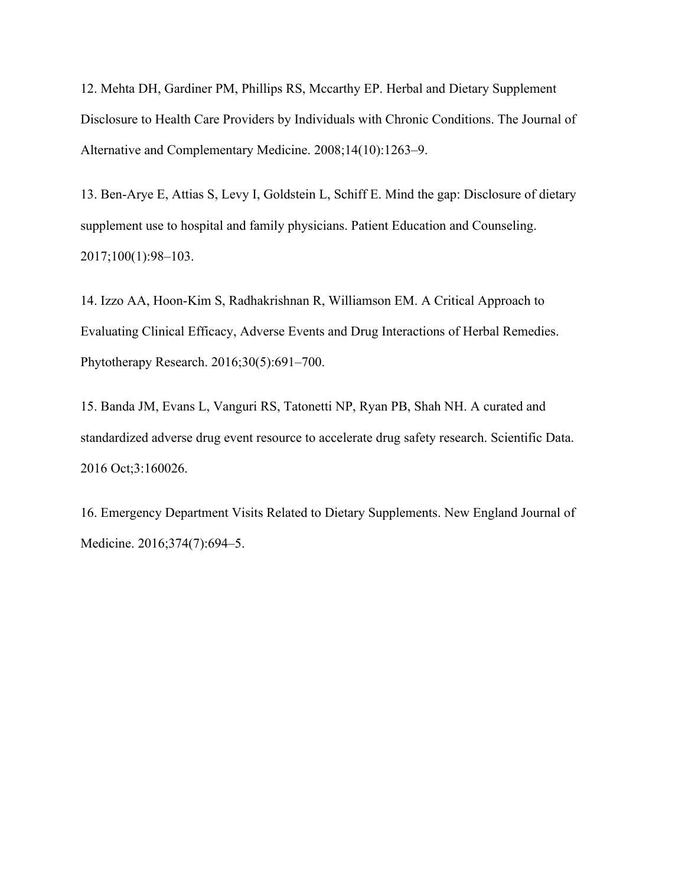12. Mehta DH, Gardiner PM, Phillips RS, Mccarthy EP. Herbal and Dietary Supplement Disclosure to Health Care Providers by Individuals with Chronic Conditions. The Journal of Alternative and Complementary Medicine. 2008;14(10):1263–9.

13. Ben-Arye E, Attias S, Levy I, Goldstein L, Schiff E. Mind the gap: Disclosure of dietary supplement use to hospital and family physicians. Patient Education and Counseling. 2017;100(1):98–103.

14. Izzo AA, Hoon-Kim S, Radhakrishnan R, Williamson EM. A Critical Approach to Evaluating Clinical Efficacy, Adverse Events and Drug Interactions of Herbal Remedies. Phytotherapy Research. 2016;30(5):691–700.

15. Banda JM, Evans L, Vanguri RS, Tatonetti NP, Ryan PB, Shah NH. A curated and standardized adverse drug event resource to accelerate drug safety research. Scientific Data. 2016 Oct;3:160026.

16. Emergency Department Visits Related to Dietary Supplements. New England Journal of Medicine. 2016;374(7):694–5.